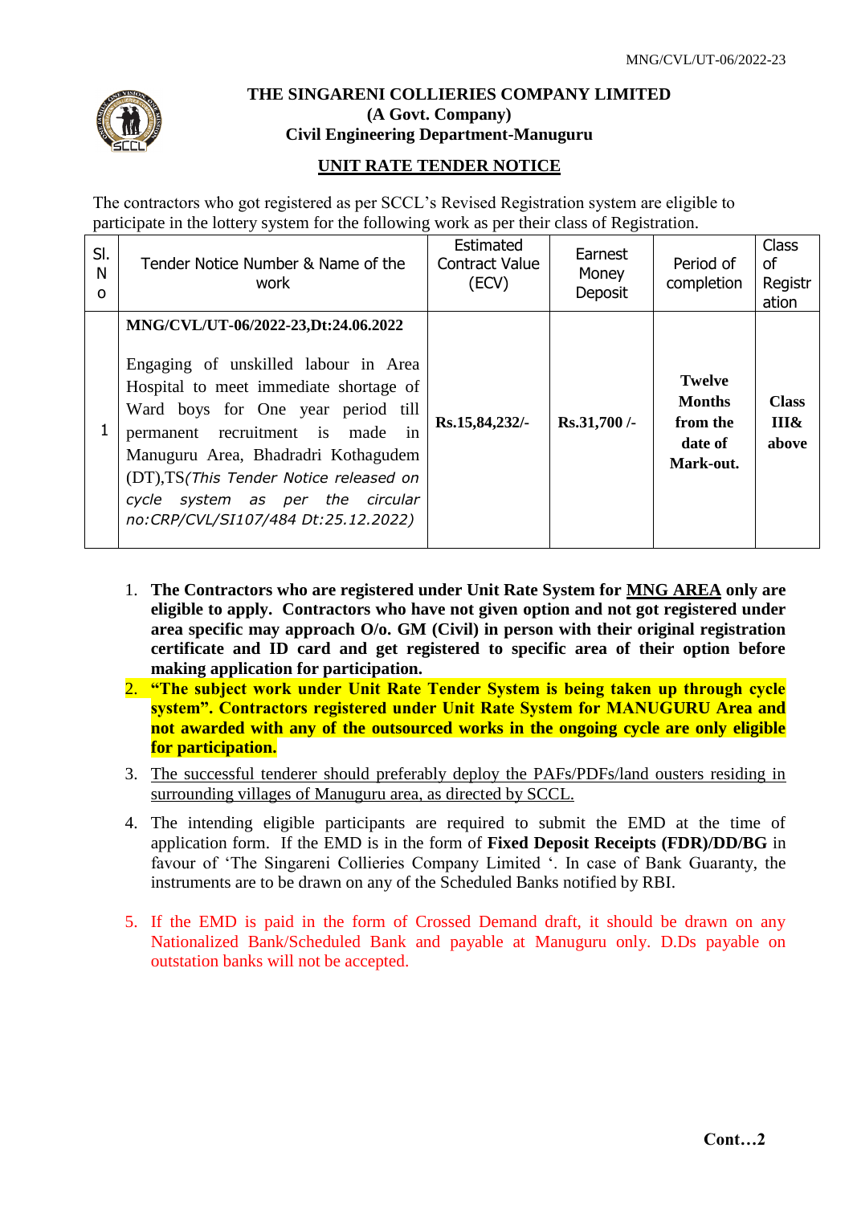MNG/CVL/UT-06/2022-23

# THE SINGARENI COLLIERIES COMPANY LIMITED
**(A Govt. Company)**
**Civil Engineering Department-Manuguru**

## UNIT RATE TENDER NOTICE

The contractors who got registered as per SCCL's Revised Registration system are eligible to participate in the lottery system for the following work as per their class of Registration.

| Sl. No | Tender Notice Number & Name of the work | Estimated Contract Value (ECV) | Earnest Money Deposit | Period of completion | Class of Registration |
|---|---|---|---|---|---|
| 1 | **MNG/CVL/UT-06/2022-23,Dt:24.06.2022** Engaging of unskilled labour in Area Hospital to meet immediate shortage of Ward boys for One year period till permanent recruitment is made in Manuguru Area, Bhadradri Kothagudem (DT),TS*(This Tender Notice released on cycle system as per the circular no:CRP/CVL/SI107/484 Dt:25.12.2022)* | **Rs.15,84,232/-** | **Rs.31,700 /-** | **Twelve Months from the date of Mark-out.** | **Class III& above** |

1. **The Contractors who are registered under Unit Rate System for MNG AREA only are eligible to apply. Contractors who have not given option and not got registered under area specific may approach O/o. GM (Civil) in person with their original registration certificate and ID card and get registered to specific area of their option before making application for participation.**
2. **"The subject work under Unit Rate Tender System is being taken up through cycle system". Contractors registered under Unit Rate System for MANUGURU Area and not awarded with any of the outsourced works in the ongoing cycle are only eligible for participation.**
3. The successful tenderer should preferably deploy the PAFs/PDFs/land ousters residing in surrounding villages of Manuguru area, as directed by SCCL.
4. The intending eligible participants are required to submit the EMD at the time of application form. If the EMD is in the form of **Fixed Deposit Receipts (FDR)/DD/BG** in favour of 'The Singareni Collieries Company Limited '. In case of Bank Guaranty, the instruments are to be drawn on any of the Scheduled Banks notified by RBI.
5. If the EMD is paid in the form of Crossed Demand draft, it should be drawn on any Nationalized Bank/Scheduled Bank and payable at Manuguru only. D.Ds payable on outstation banks will not be accepted.

**Cont…2**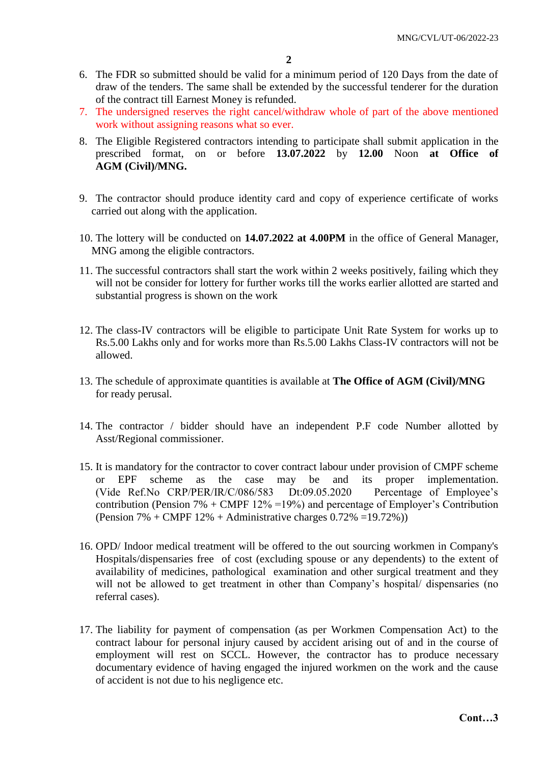6. The FDR so submitted should be valid for a minimum period of 120 Days from the date of draw of the tenders. The same shall be extended by the successful tenderer for the duration of the contract till Earnest Money is refunded.
7. The undersigned reserves the right cancel/withdraw whole of part of the above mentioned work without assigning reasons what so ever.
8. The Eligible Registered contractors intending to participate shall submit application in the prescribed format, on or before **13.07.2022** by **12.00** Noon **at Office of AGM (Civil)/MNG.**
9. The contractor should produce identity card and copy of experience certificate of works carried out along with the application.
10. The lottery will be conducted on **14.07.2022 at 4.00PM** in the office of General Manager, MNG among the eligible contractors.
11. The successful contractors shall start the work within 2 weeks positively, failing which they will not be consider for lottery for further works till the works earlier allotted are started and substantial progress is shown on the work
12. The class-IV contractors will be eligible to participate Unit Rate System for works up to Rs.5.00 Lakhs only and for works more than Rs.5.00 Lakhs Class-IV contractors will not be allowed.
13. The schedule of approximate quantities is available at **The Office of AGM (Civil)/MNG** for ready perusal.
14. The contractor / bidder should have an independent P.F code Number allotted by Asst/Regional commissioner.
15. It is mandatory for the contractor to cover contract labour under provision of CMPF scheme or EPF scheme as the case may be and its proper implementation. (Vide Ref.No CRP/PER/IR/C/086/583 Dt:09.05.2020 Percentage of Employee's contribution (Pension 7% + CMPF 12% =19%) and percentage of Employer's Contribution (Pension 7% + CMPF 12% + Administrative charges 0.72% =19.72%))
16. OPD/ Indoor medical treatment will be offered to the out sourcing workmen in Company's Hospitals/dispensaries free of cost (excluding spouse or any dependents) to the extent of availability of medicines, pathological examination and other surgical treatment and they will not be allowed to get treatment in other than Company's hospital/ dispensaries (no referral cases).
17. The liability for payment of compensation (as per Workmen Compensation Act) to the contract labour for personal injury caused by accident arising out of and in the course of employment will rest on SCCL. However, the contractor has to produce necessary documentary evidence of having engaged the injured workmen on the work and the cause of accident is not due to his negligence etc.

**Cont…3**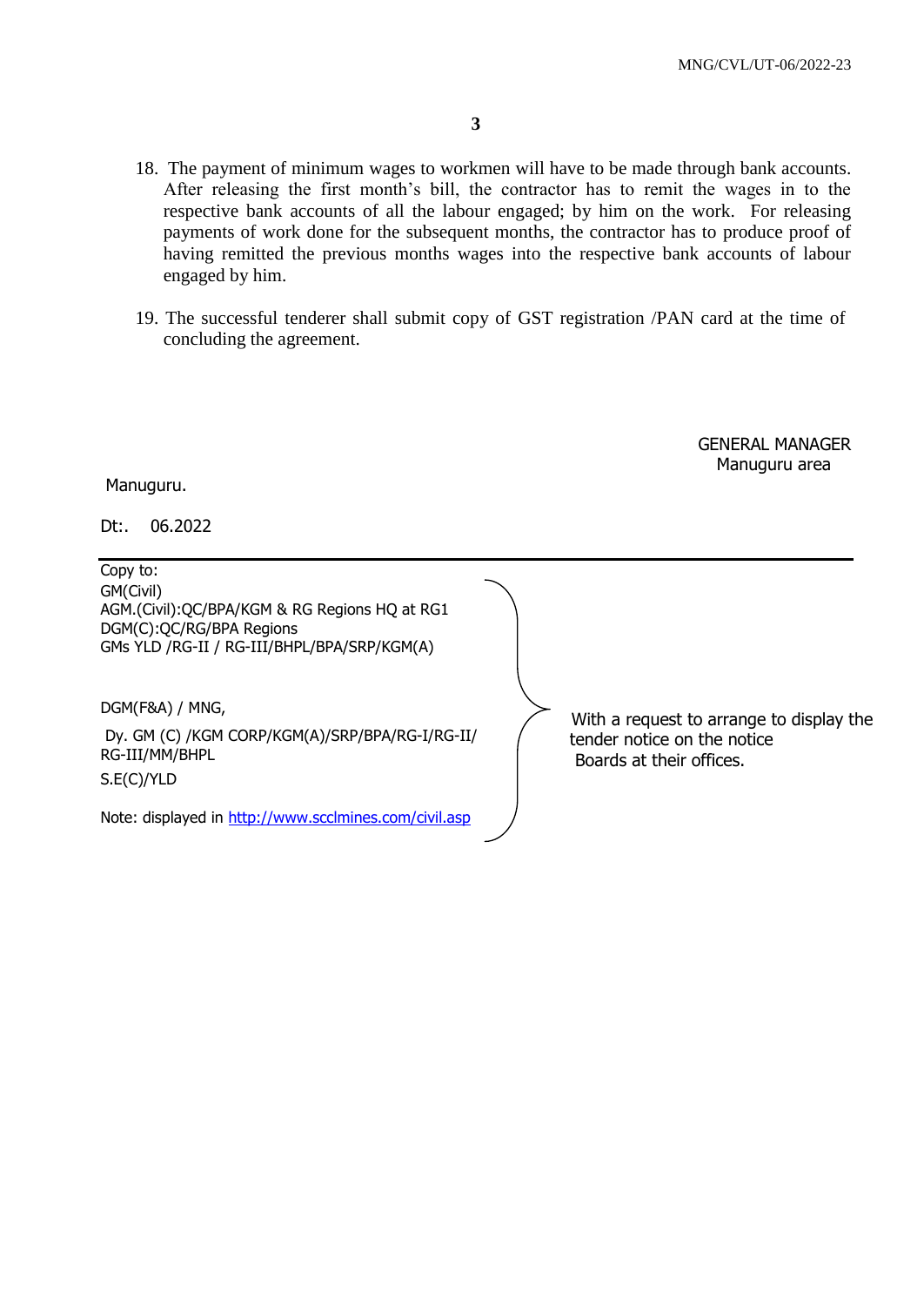18. The payment of minimum wages to workmen will have to be made through bank accounts. After releasing the first month's bill, the contractor has to remit the wages in to the respective bank accounts of all the labour engaged; by him on the work. For releasing payments of work done for the subsequent months, the contractor has to produce proof of having remitted the previous months wages into the respective bank accounts of labour engaged by him.

19. The successful tenderer shall submit copy of GST registration /PAN card at the time of concluding the agreement.

GENERAL MANAGER
Manuguru area

Manuguru.

Dt:. 06.2022

---

Copy to:
GM(Civil)
AGM.(Civil):QC/BPA/KGM & RG Regions HQ at RG1
DGM(C):QC/RG/BPA Regions
GMs YLD /RG-II / RG-III/BHPL/BPA/SRP/KGM(A)

DGM(F&A) / MNG,

Dy. GM (C) /KGM CORP/KGM(A)/SRP/BPA/RG-I/RG-II/RG-III/MM/BHPL

S.E(C)/YLD

Note: displayed in [http://www.scclmines.com/civil.asp](http://www.scclmines.com/civil.asp)

With a request to arrange to display the tender notice on the notice Boards at their offices.